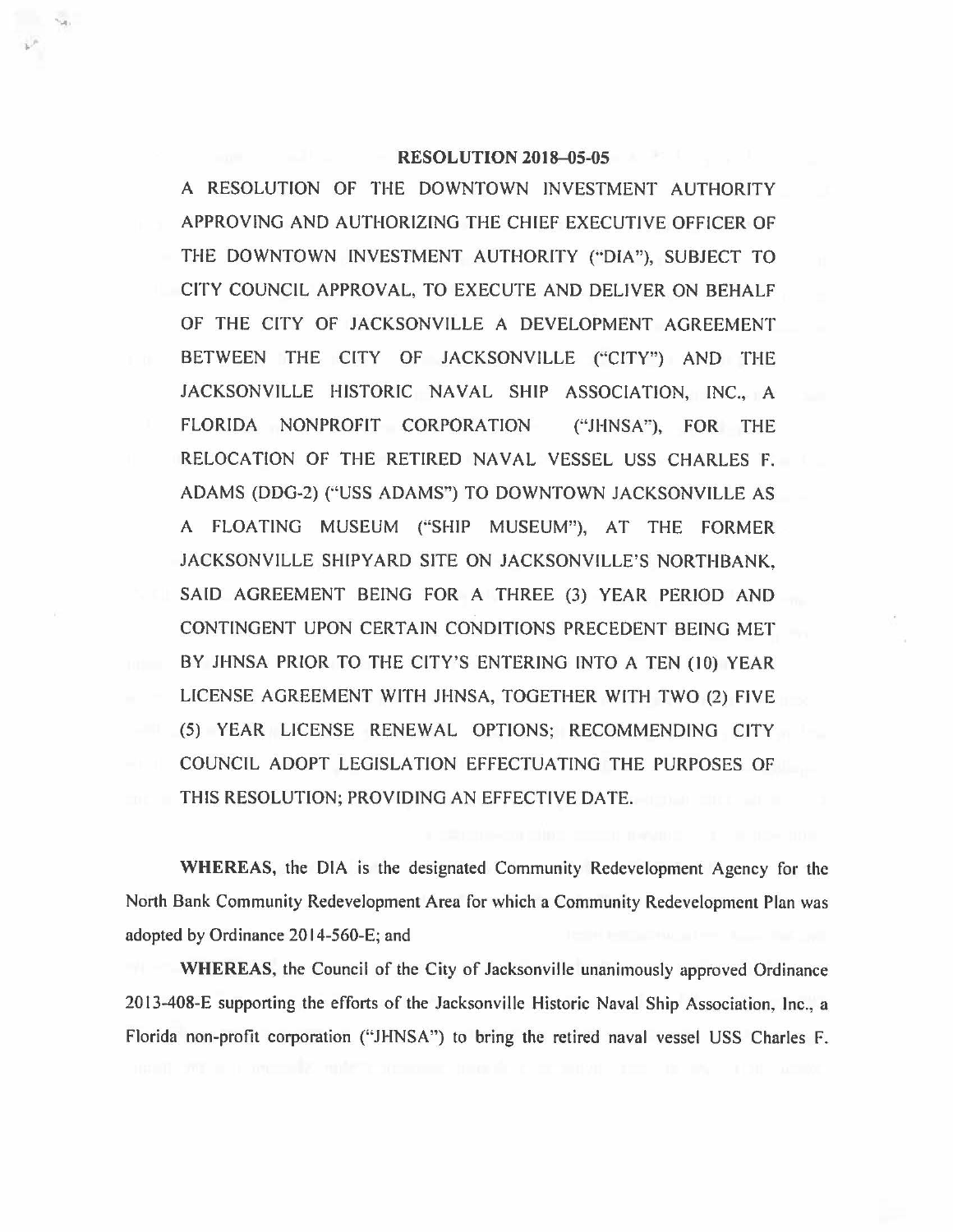**RESOLUTION 2018-05-05**

A RESOLUTION OF THE DOWNTOWN INVESTMENT AUTHORITY APPROVING AND AUTHORIZING THE CHIEF EXECUTIVE OFFICER OF THE DOWNTOWN INVESTMENT AUTHORITY ("DIA"), SUBJECT TO CITY COUNCIL APPROVAL, TO EXECUTE AND DELIVER ON BEHALF OF THE CITY OF JACKSONVILLE A DEVELOPMENT AGREEMENT BETWEEN THE CITY OF JACKSONVILLE ("CITY") AND THE JACKSONVILLE HISTORIC NAVAL SHIP ASSOCIATION, INC., A FLORIDA NONPROFIT CORPORATION ("JHNSA"), FOR THE RELOCATION OF THE RETIRED NAVAL VESSEL USS CHARLES F. ADAMS (DDG-2) ("USS ADAMS") TO DOWNTOWN JACKSONVILLE AS A FLOATING MUSEUM ("SHIP MUSEUM"), AT THE FORMER JACKSONVILLE SHIPYARD SITE ON JACKSONVILLE'S NORTHBANK, SAID AGREEMENT BEING FOR A THREE (3) YEAR PERIOD AND CONTINGENT UPON CERTAIN CONDITIONS PRECEDENT BEING MET BY JHNSA PRIOR TO THE CITY'S ENTERING INTO A TEN (10) YEAR LICENSE AGREEMENT WITH JHNSA, TOGETHER WITH TWO (2) FIVE (5) YEAR LICENSE RENEWAL OPTIONS; RECOMMENDING CITY COUNCIL ADOPT LEGISLATION EFFECTUATING THE PURPOSES OF THIS RESOLUTION; PROVIDING AN EFFECTIVE DATE.

**WHEREAS**, the DIA is the designated Community Redevelopment Agency for the North Bank Community Redevelopment Area for which a Community Redevelopment Plan was adopted by Ordinance 2014-560-E; and

**WHEREAS**, the Council of the City of Jacksonville unanimously approved Ordinance 2013-408-E supporting the efforts of the Jacksonville Historic Naval Ship Association, Inc., a Florida non-profit corporation ("JHNSA") to bring the retired naval vessel USS Charles F.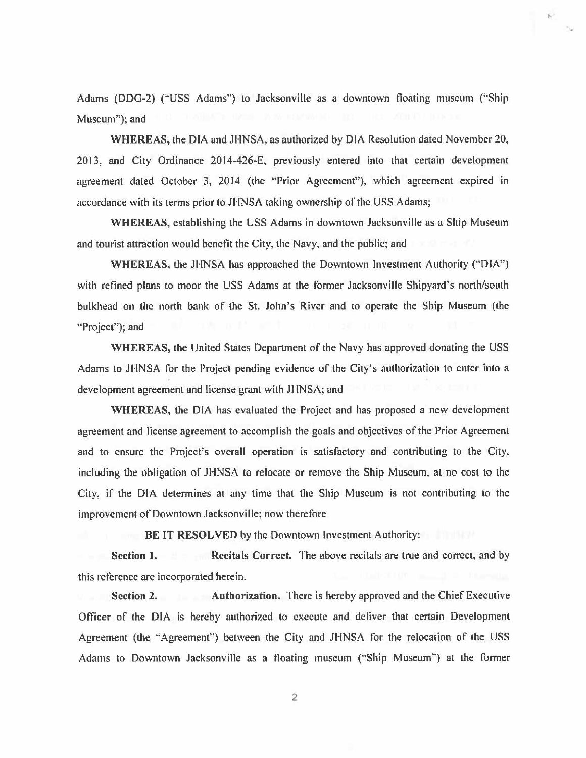Adams (DDG-2) ("USS Adams") to Jacksonville as a downtown floating museum ("Ship Museum"); and

**WHEREAS,** the DIA and JHNSA, as authorized by DIA Resolution dated November 20, 2013, and City Ordinance 2014-426-E, previously entered into that certain development agreement dated October 3, 2014 (the "Prior Agreement"), which agreement expired in accordance with its terms prior to JHNSA taking ownership of the USS Adams;

**WHEREAS,** establishing the USS Adams in downtown Jacksonville as a Ship Museum and tourist attraction would benefit the City, the Navy, and the public; and

**WHEREAS,** the JHNSA has approached the Downtown Investment Authority ("DIA") with refined plans to moor the USS Adams at the former Jacksonville Shipyard's north/south bulkhead on the north bank of the St. John's River and to operate the Ship Museum (the "Project"); and

**WHEREAS,** the United States Department of the Navy has approved donating the USS Adams to JHNSA for the Project pending evidence of the City's authorization to enter into a development agreement and license grant with JHNSA; and

**WHEREAS,** the DIA has evaluated the Project and has proposed a new development agreement and license agreement to accomplish the goals and objectives of the Prior Agreement and to ensure the Project's overall operation is satisfactory and contributing to the City, including the obligation of JHNSA to relocate or remove the Ship Museum, at no cost to the City, if the DIA determines at any time that the Ship Museum is not contributing to the improvement of Downtown Jacksonville; now therefore

**BE IT RESOLVED** by the Downtown Investment Authority:

**Section 1.** **Recitals Correct.** The above recitals are true and correct, and by this reference are incorporated herein.

**Section 2.** **Authorization.** There is hereby approved and the Chief Executive Officer of the DIA is hereby authorized to execute and deliver that certain Development Agreement (the "Agreement") between the City and JHNSA for the relocation of the USS Adams to Downtown Jacksonville as a floating museum ("Ship Museum") at the former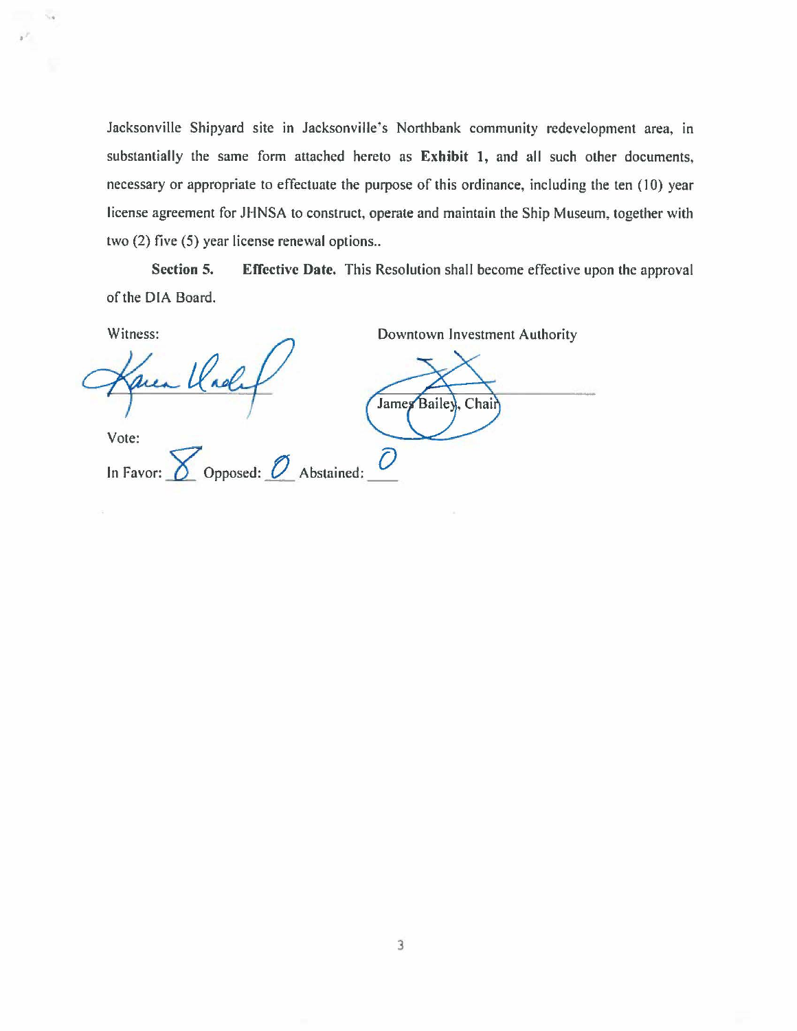Jacksonville Shipyard site in Jacksonville's Northbank community redevelopment area, in substantially the same form attached hereto as **Exhibit 1,** and all such other documents, necessary or appropriate to effectuate the purpose of this ordinance, including the ten (10) year license agreement for JHNSA to construct, operate and maintain the Ship Museum, together with two (2) five (5) year license renewal options..

**Section 5.** **Effective Date.** This Resolution shall become effective upon the approval of the DIA Board.

Witness:

Downtown Investment Authority

James Bailey, Chair

Vote:

In Favor: 8 Opposed: 0 Abstained: 0